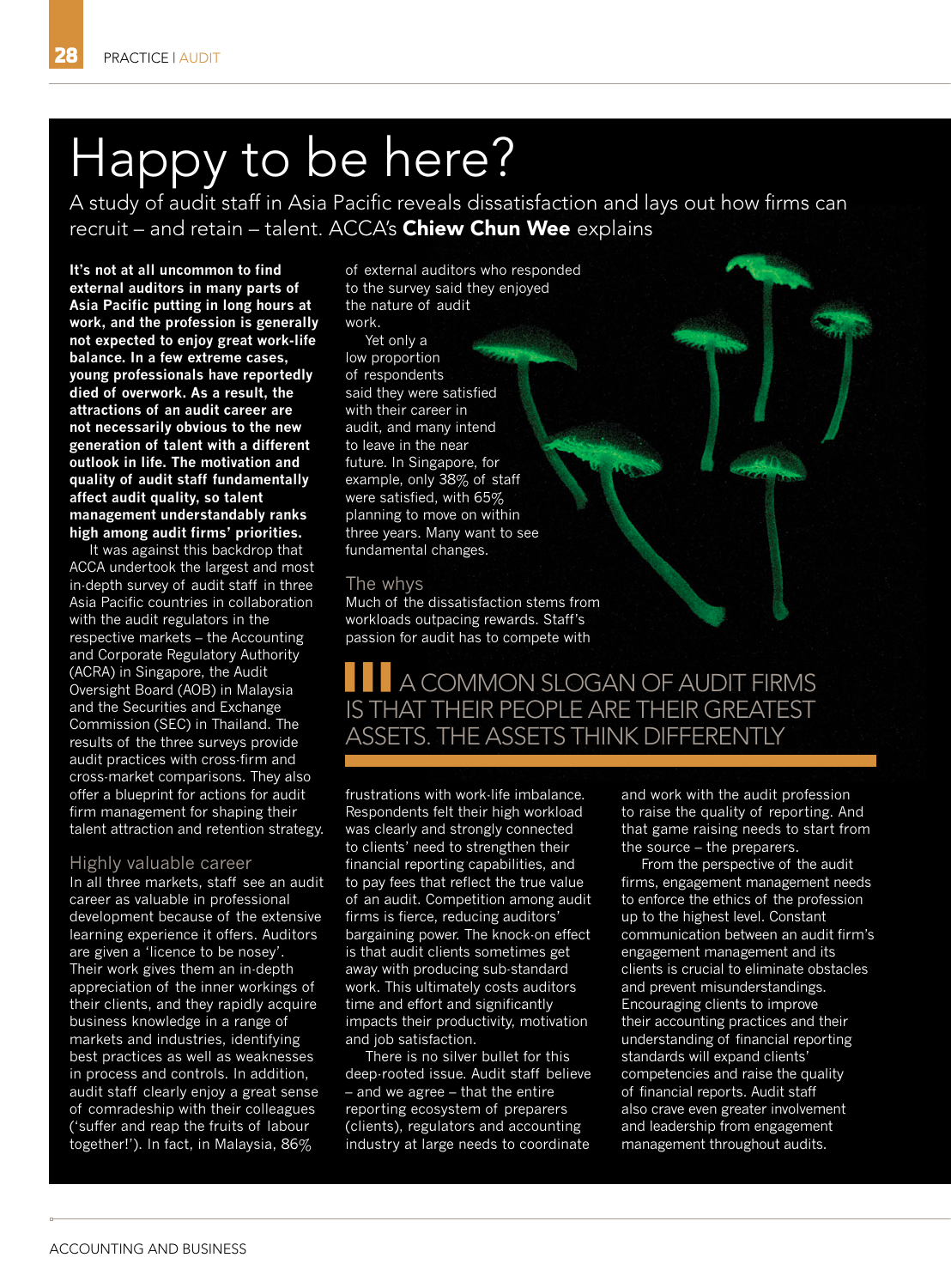# Happy to be here?

A study of audit staff in Asia Pacific reveals dissatisfaction and lays out how firms can recruit – and retain – talent. ACCA's **Chiew Chun Wee** explains

**It's not at all uncommon to find external auditors in many parts of Asia Pacific putting in long hours at work, and the profession is generally not expected to enjoy great work-life balance. In a few extreme cases, young professionals have reportedly died of overwork. As a result, the attractions of an audit career are not necessarily obvious to the new generation of talent with a different outlook in life. The motivation and quality of audit staff fundamentally affect audit quality, so talent management understandably ranks high among audit firms' priorities.**

It was against this backdrop that ACCA undertook the largest and most in-depth survey of audit staff in three Asia Pacific countries in collaboration with the audit regulators in the respective markets – the Accounting and Corporate Regulatory Authority (ACRA) in Singapore, the Audit Oversight Board (AOB) in Malaysia and the Securities and Exchange Commission (SEC) in Thailand. The results of the three surveys provide audit practices with cross-firm and cross-market comparisons. They also offer a blueprint for actions for audit firm management for shaping their talent attraction and retention strategy.

## Highly valuable career

In all three markets, staff see an audit career as valuable in professional development because of the extensive learning experience it offers. Auditors are given a 'licence to be nosey'. Their work gives them an in-depth appreciation of the inner workings of their clients, and they rapidly acquire business knowledge in a range of markets and industries, identifying best practices as well as weaknesses in process and controls. In addition, audit staff clearly enjoy a great sense of comradeship with their colleagues ('suffer and reap the fruits of labour together!'). In fact, in Malaysia, 86% of external auditors who responded to the survey said they enjoyed the nature of audit work.

Yet only a low proportion of respondents said they were satisfied with their career in audit, and many intend to leave in the near future. In Singapore, for example, only 38% of staff were satisfied, with 65% planning to move on within three years. Many want to see fundamental changes.

## The whys

Much of the dissatisfaction stems from workloads outpacing rewards. Staff's passion for audit has to compete with frustrations with work-life imbalance. Respondents felt their high workload was clearly and strongly connected to clients' need to strengthen their financial reporting capabilities, and to pay fees that reflect the true value of an audit. Competition among audit firms is fierce, reducing auditors' bargaining power. The knock-on effect is that audit clients sometimes get away with producing sub-standard work. This ultimately costs auditors time and effort and significantly impacts their productivity, motivation and job satisfaction.

> A COMMON SLOGAN OF AUDIT FIRMS IS THAT THEIR PEOPLE ARE THEIR GREATEST ASSETS. THE ASSETS THINK DIFFERENTLY

There is no silver bullet for this deep-rooted issue. Audit staff believe – and we agree – that the entire reporting ecosystem of preparers (clients), regulators and accounting industry at large needs to coordinate and work with the audit profession to raise the quality of reporting. And that game raising needs to start from the source – the preparers.

From the perspective of the audit firms, engagement management needs to enforce the ethics of the profession up to the highest level. Constant communication between an audit firm's engagement management and its clients is crucial to eliminate obstacles and prevent misunderstandings. Encouraging clients to improve their accounting practices and their understanding of financial reporting standards will expand clients' competencies and raise the quality of financial reports. Audit staff also crave even greater involvement and leadership from engagement management throughout audits.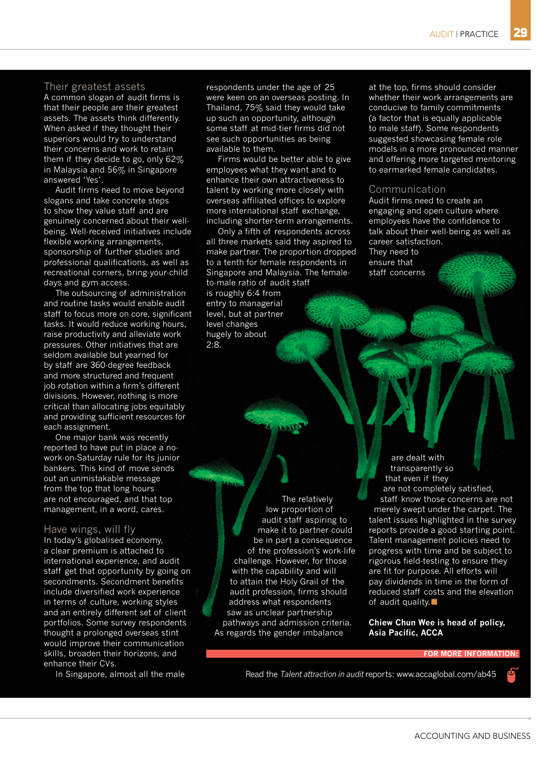## Their greatest assets

A common slogan of audit firms is that their people are their greatest assets. The assets think differently. When asked if they thought their superiors would try to understand their concerns and work to retain them if they decide to go, only 62% in Malaysia and 56% in Singapore answered 'Yes'.

Audit firms need to move beyond slogans and take concrete steps to show they value staff and are genuinely concerned about their well-being. Well-received initiatives include flexible working arrangements, sponsorship of further studies and professional qualifications, as well as recreational corners, bring-your-child days and gym access.

The outsourcing of administration and routine tasks would enable audit staff to focus more on core, significant tasks. It would reduce working hours, raise productivity and alleviate work pressures. Other initiatives that are seldom available but yearned for by staff are 360-degree feedback and more structured and frequent job rotation within a firm's different divisions. However, nothing is more critical than allocating jobs equitably and providing sufficient resources for each assignment.

One major bank was recently reported to have put in place a no-work-on-Saturday rule for its junior bankers. This kind of move sends out an unmistakable message from the top that long hours are not encouraged, and that top management, in a word, cares.

## Have wings, will fly

In today's globalised economy, a clear premium is attached to international experience, and audit staff get that opportunity by going on secondments. Secondment benefits include diversified work experience in terms of culture, working styles and an entirely different set of client portfolios. Some survey respondents thought a prolonged overseas stint would improve their communication skills, broaden their horizons, and enhance their CVs.

In Singapore, almost all the male respondents under the age of 25 were keen on an overseas posting. In Thailand, 75% said they would take up such an opportunity, although some staff at mid-tier firms did not see such opportunities as being available to them.

Firms would be better able to give employees what they want and to enhance their own attractiveness to talent by working more closely with overseas affiliated offices to explore more international staff exchange, including shorter-term arrangements.

Only a fifth of respondents across all three markets said they aspired to make partner. The proportion dropped to a tenth for female respondents in Singapore and Malaysia. The female-to-male ratio of audit staff is roughly 6:4 from entry to managerial level, but at partner level changes hugely to about 2:8.

The relatively low proportion of audit staff aspiring to make it to partner could be in part a consequence of the profession's work-life challenge. However, for those with the capability and will to attain the Holy Grail of the audit profession, firms should address what respondents saw as unclear partnership pathways and admission criteria. As regards the gender imbalance at the top, firms should consider whether their work arrangements are conducive to family commitments (a factor that is equally applicable to male staff). Some respondents suggested showcasing female role models in a more pronounced manner and offering more targeted mentoring to earmarked female candidates.

## Communication

Audit firms need to create an engaging and open culture where employees have the confidence to talk about their well-being as well as career satisfaction. They need to ensure that staff concerns are dealt with transparently so that even if they are not completely satisfied, staff know those concerns are not merely swept under the carpet. The talent issues highlighted in the survey reports provide a good starting point. Talent management policies need to progress with time and be subject to rigorous field-testing to ensure they are fit for purpose. All efforts will pay dividends in time in the form of reduced staff costs and the elevation of audit quality. ■

**Chiew Chun Wee is head of policy, Asia Pacific, ACCA**

**FOR MORE INFORMATION:**

Read the *Talent attraction in audit* reports: www.accaglobal.com/ab45